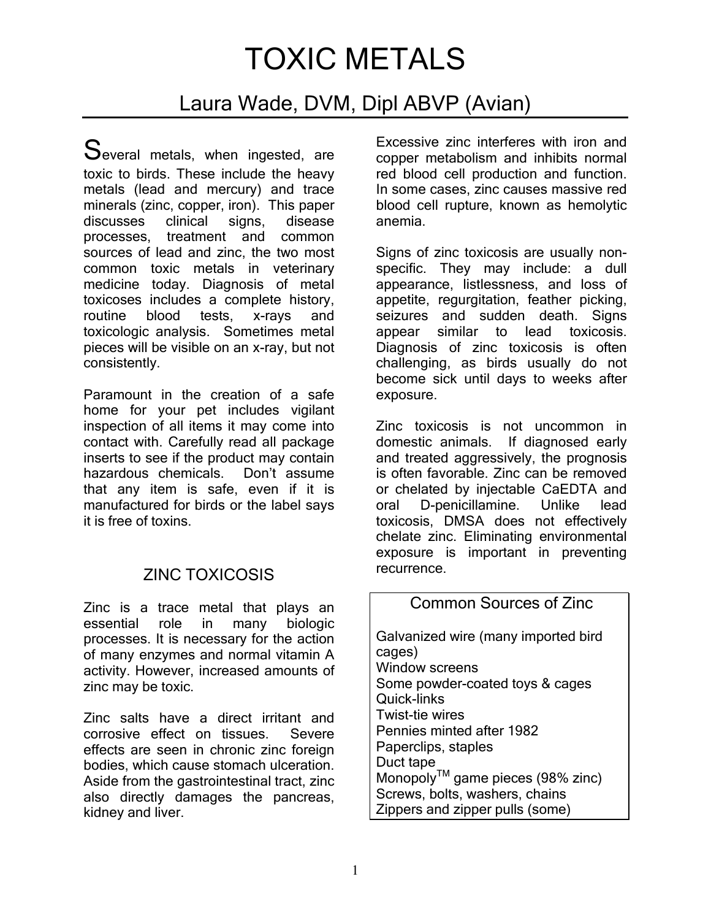# TOXIC METALS

## Laura Wade, DVM, Dipl ABVP (Avian)

Several metals, when ingested, are toxic to birds. These include the heavy metals (lead and mercury) and trace minerals (zinc, copper, iron). This paper discusses clinical signs, disease processes, treatment and common sources of lead and zinc, the two most common toxic metals in veterinary medicine today. Diagnosis of metal toxicoses includes a complete history, routine blood tests, x-rays and toxicologic analysis. Sometimes metal pieces will be visible on an x-ray, but not consistently.

Paramount in the creation of a safe home for your pet includes vigilant inspection of all items it may come into contact with. Carefully read all package inserts to see if the product may contain hazardous chemicals. Don't assume that any item is safe, even if it is manufactured for birds or the label says it is free of toxins.

### ZINC TOXICOSIS

Zinc is a trace metal that plays an essential role in many biologic processes. It is necessary for the action of many enzymes and normal vitamin A activity. However, increased amounts of zinc may be toxic.

Zinc salts have a direct irritant and corrosive effect on tissues. Severe effects are seen in chronic zinc foreign bodies, which cause stomach ulceration. Aside from the gastrointestinal tract, zinc also directly damages the pancreas, kidney and liver.

Excessive zinc interferes with iron and copper metabolism and inhibits normal red blood cell production and function. In some cases, zinc causes massive red blood cell rupture, known as hemolytic anemia.

Signs of zinc toxicosis are usually non-specific. They may include: a dull appearance, listlessness, and loss of appetite, regurgitation, feather picking, seizures and sudden death. Signs appear similar to lead toxicosis. Diagnosis of zinc toxicosis is often challenging, as birds usually do not become sick until days to weeks after exposure.

Zinc toxicosis is not uncommon in domestic animals. If diagnosed early and treated aggressively, the prognosis is often favorable. Zinc can be removed or chelated by injectable CaEDTA and oral D-penicillamine. Unlike lead toxicosis, DMSA does not effectively chelate zinc. Eliminating environmental exposure is important in preventing recurrence.

**Common Sources of Zinc**

- Galvanized wire (many imported bird cages)
- Window screens
- Some powder-coated toys & cages
- Quick-links
- Twist-tie wires
- Pennies minted after 1982
- Paperclips, staples
- Duct tape
- Monopoly™ game pieces (98% zinc)
- Screws, bolts, washers, chains
- Zippers and zipper pulls (some)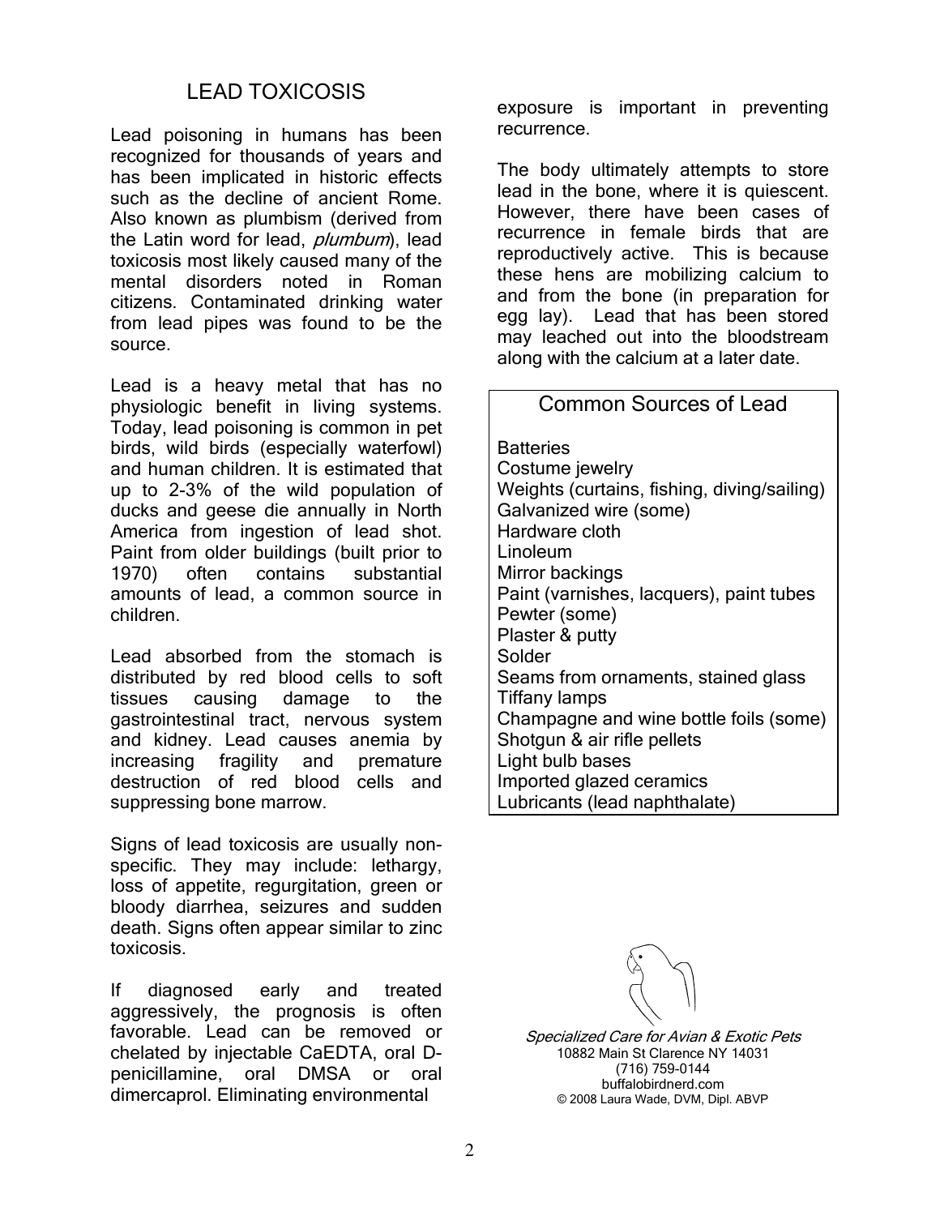# LEAD TOXICOSIS

Lead poisoning in humans has been recognized for thousands of years and has been implicated in historic effects such as the decline of ancient Rome. Also known as plumbism (derived from the Latin word for lead, *plumbum*), lead toxicosis most likely caused many of the mental disorders noted in Roman citizens. Contaminated drinking water from lead pipes was found to be the source.

Lead is a heavy metal that has no physiologic benefit in living systems. Today, lead poisoning is common in pet birds, wild birds (especially waterfowl) and human children. It is estimated that up to 2-3% of the wild population of ducks and geese die annually in North America from ingestion of lead shot. Paint from older buildings (built prior to 1970) often contains substantial amounts of lead, a common source in children.

Lead absorbed from the stomach is distributed by red blood cells to soft tissues causing damage to the gastrointestinal tract, nervous system and kidney. Lead causes anemia by increasing fragility and premature destruction of red blood cells and suppressing bone marrow.

Signs of lead toxicosis are usually non-specific. They may include: lethargy, loss of appetite, regurgitation, green or bloody diarrhea, seizures and sudden death. Signs often appear similar to zinc toxicosis.

If diagnosed early and treated aggressively, the prognosis is often favorable. Lead can be removed or chelated by injectable CaEDTA, oral D-penicillamine, oral DMSA or oral dimercaprol. Eliminating environmental exposure is important in preventing recurrence.

The body ultimately attempts to store lead in the bone, where it is quiescent. However, there have been cases of recurrence in female birds that are reproductively active. This is because these hens are mobilizing calcium to and from the bone (in preparation for egg lay). Lead that has been stored may leached out into the bloodstream along with the calcium at a later date.

## Common Sources of Lead

- Batteries
- Costume jewelry
- Weights (curtains, fishing, diving/sailing)
- Galvanized wire (some)
- Hardware cloth
- Linoleum
- Mirror backings
- Paint (varnishes, lacquers), paint tubes
- Pewter (some)
- Plaster & putty
- Solder
- Seams from ornaments, stained glass
- Tiffany lamps
- Champagne and wine bottle foils (some)
- Shotgun & air rifle pellets
- Light bulb bases
- Imported glazed ceramics
- Lubricants (lead naphthalate)

*Specialized Care for Avian & Exotic Pets*
10882 Main St Clarence NY 14031
(716) 759-0144
buffalobirdnerd.com
© 2008 Laura Wade, DVM, Dipl. ABVP